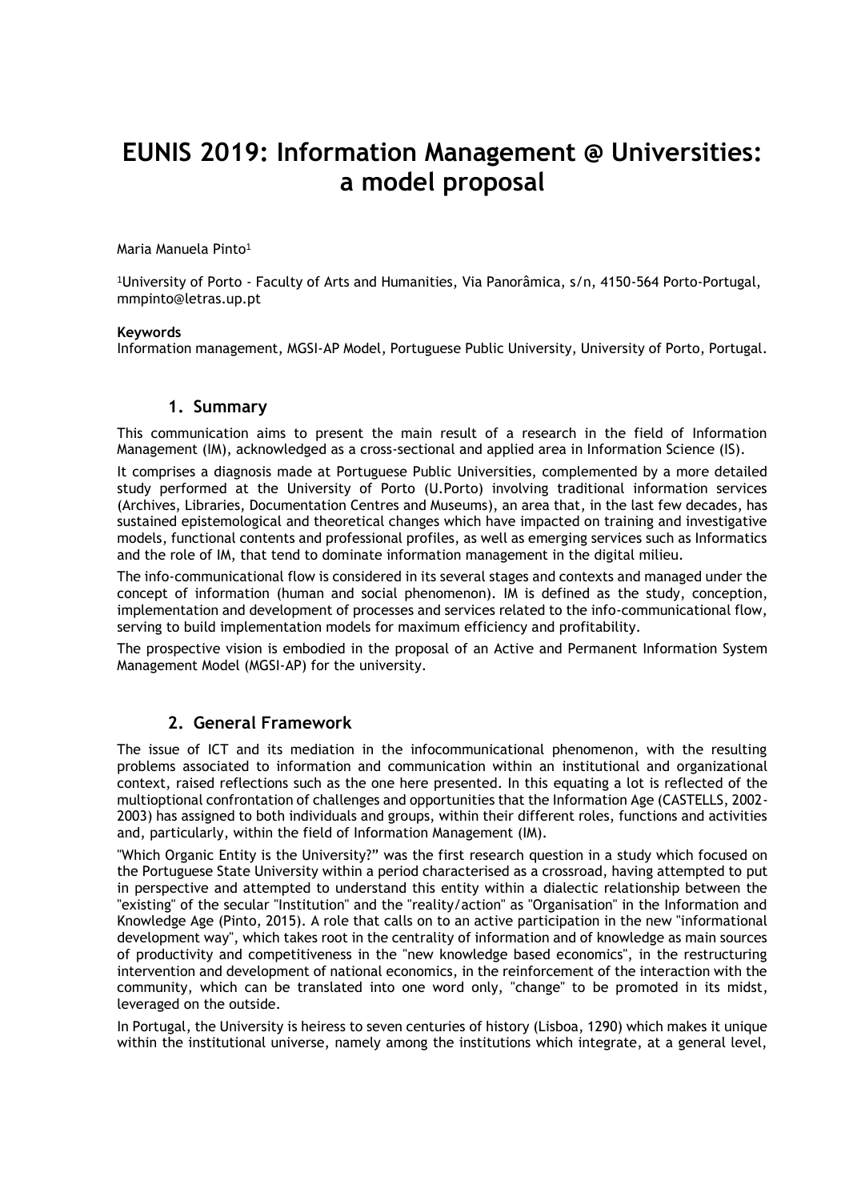# EUNIS 2019: Information Management @ Universities: a model proposal

Maria Manuela Pinto[1]

[1]University of Porto - Faculty of Arts and Humanities, Via Panorâmica, s/n, 4150-564 Porto-Portugal, mmpinto@letras.up.pt

**Keywords**

Information management, MGSI-AP Model, Portuguese Public University, University of Porto, Portugal.

## 1. Summary

This communication aims to present the main result of a research in the field of Information Management (IM), acknowledged as a cross-sectional and applied area in Information Science (IS).

It comprises a diagnosis made at Portuguese Public Universities, complemented by a more detailed study performed at the University of Porto (U.Porto) involving traditional information services (Archives, Libraries, Documentation Centres and Museums), an area that, in the last few decades, has sustained epistemological and theoretical changes which have impacted on training and investigative models, functional contents and professional profiles, as well as emerging services such as Informatics and the role of IM, that tend to dominate information management in the digital milieu.

The info-communicational flow is considered in its several stages and contexts and managed under the concept of information (human and social phenomenon). IM is defined as the study, conception, implementation and development of processes and services related to the info-communicational flow, serving to build implementation models for maximum efficiency and profitability.

The prospective vision is embodied in the proposal of an Active and Permanent Information System Management Model (MGSI-AP) for the university.

## 2. General Framework

The issue of ICT and its mediation in the infocommunicational phenomenon, with the resulting problems associated to information and communication within an institutional and organizational context, raised reflections such as the one here presented. In this equating a lot is reflected of the multioptional confrontation of challenges and opportunities that the Information Age (CASTELLS, 2002-2003) has assigned to both individuals and groups, within their different roles, functions and activities and, particularly, within the field of Information Management (IM).

"Which Organic Entity is the University?" was the first research question in a study which focused on the Portuguese State University within a period characterised as a crossroad, having attempted to put in perspective and attempted to understand this entity within a dialectic relationship between the "existing" of the secular "Institution" and the "reality/action" as "Organisation" in the Information and Knowledge Age (Pinto, 2015). A role that calls on to an active participation in the new "informational development way", which takes root in the centrality of information and of knowledge as main sources of productivity and competitiveness in the "new knowledge based economics", in the restructuring intervention and development of national economics, in the reinforcement of the interaction with the community, which can be translated into one word only, "change" to be promoted in its midst, leveraged on the outside.

In Portugal, the University is heiress to seven centuries of history (Lisboa, 1290) which makes it unique within the institutional universe, namely among the institutions which integrate, at a general level,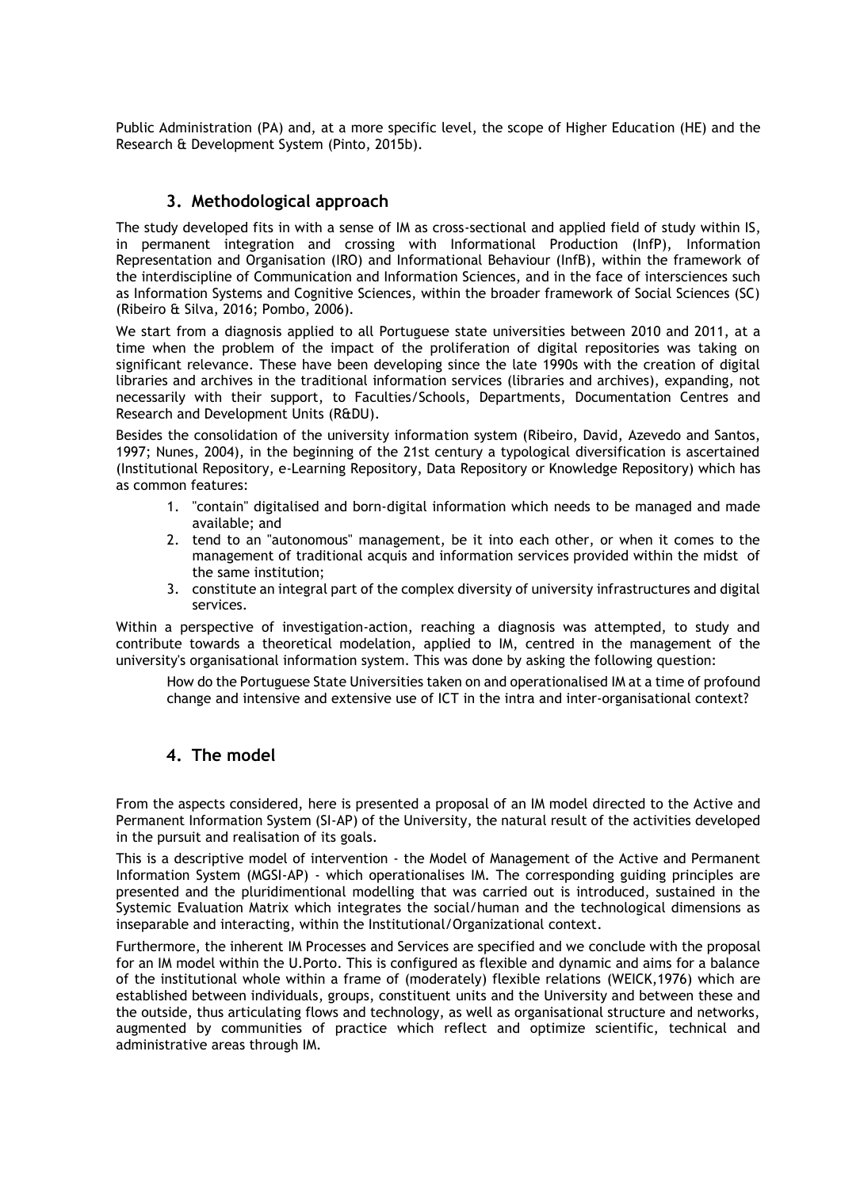Public Administration (PA) and, at a more specific level, the scope of Higher Education (HE) and the Research & Development System (Pinto, 2015b).

## 3. Methodological approach

The study developed fits in with a sense of IM as cross-sectional and applied field of study within IS, in permanent integration and crossing with Informational Production (InfP), Information Representation and Organisation (IRO) and Informational Behaviour (InfB), within the framework of the interdiscipline of Communication and Information Sciences, and in the face of intersciences such as Information Systems and Cognitive Sciences, within the broader framework of Social Sciences (SC) (Ribeiro & Silva, 2016; Pombo, 2006).

We start from a diagnosis applied to all Portuguese state universities between 2010 and 2011, at a time when the problem of the impact of the proliferation of digital repositories was taking on significant relevance. These have been developing since the late 1990s with the creation of digital libraries and archives in the traditional information services (libraries and archives), expanding, not necessarily with their support, to Faculties/Schools, Departments, Documentation Centres and Research and Development Units (R&DU).

Besides the consolidation of the university information system (Ribeiro, David, Azevedo and Santos, 1997; Nunes, 2004), in the beginning of the 21st century a typological diversification is ascertained (Institutional Repository, e-Learning Repository, Data Repository or Knowledge Repository) which has as common features:

1. "contain" digitalised and born-digital information which needs to be managed and made available; and
2. tend to an "autonomous" management, be it into each other, or when it comes to the management of traditional acquis and information services provided within the midst of the same institution;
3. constitute an integral part of the complex diversity of university infrastructures and digital services.

Within a perspective of investigation-action, reaching a diagnosis was attempted, to study and contribute towards a theoretical modelation, applied to IM, centred in the management of the university's organisational information system. This was done by asking the following question:

> How do the Portuguese State Universities taken on and operationalised IM at a time of profound change and intensive and extensive use of ICT in the intra and inter-organisational context?

## 4. The model

From the aspects considered, here is presented a proposal of an IM model directed to the Active and Permanent Information System (SI-AP) of the University, the natural result of the activities developed in the pursuit and realisation of its goals.

This is a descriptive model of intervention - the Model of Management of the Active and Permanent Information System (MGSI-AP) - which operationalises IM. The corresponding guiding principles are presented and the pluridimentional modelling that was carried out is introduced, sustained in the Systemic Evaluation Matrix which integrates the social/human and the technological dimensions as inseparable and interacting, within the Institutional/Organizational context.

Furthermore, the inherent IM Processes and Services are specified and we conclude with the proposal for an IM model within the U.Porto. This is configured as flexible and dynamic and aims for a balance of the institutional whole within a frame of (moderately) flexible relations (WEICK,1976) which are established between individuals, groups, constituent units and the University and between these and the outside, thus articulating flows and technology, as well as organisational structure and networks, augmented by communities of practice which reflect and optimize scientific, technical and administrative areas through IM.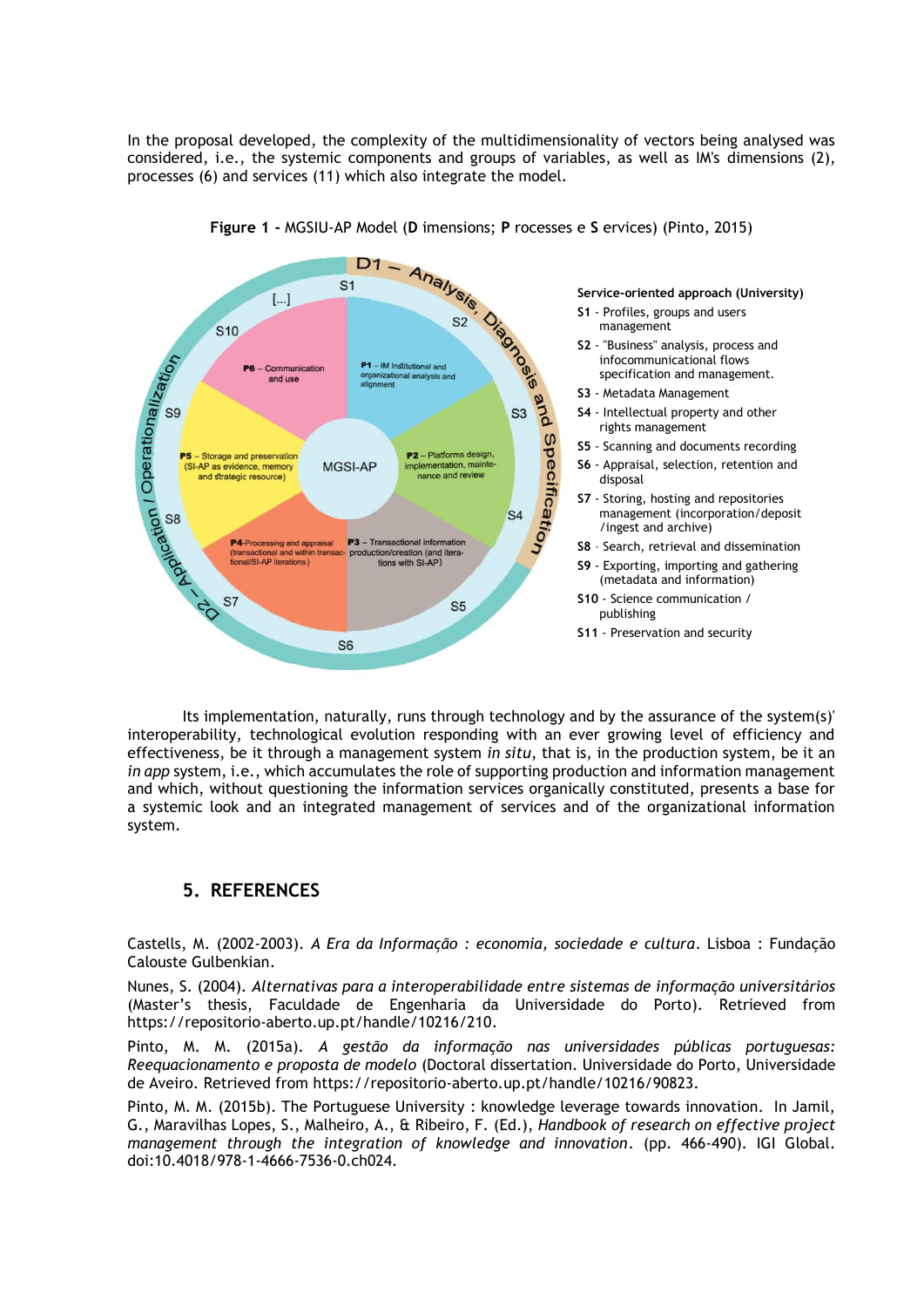In the proposal developed, the complexity of the multidimensionality of vectors being analysed was considered, i.e., the systemic components and groups of variables, as well as IM's dimensions (2), processes (6) and services (11) which also integrate the model.

**Figure 1 -** MGSIU-AP Model (**D** imensions; **P** rocesses e **S** ervices) (Pinto, 2015)

**Service-oriented approach (University)**

- **S1** - Profiles, groups and users management
- **S2** - "Business" analysis, process and infocommunicational flows specification and management.
- **S3** - Metadata Management
- **S4** - Intellectual property and other rights management
- **S5** - Scanning and documents recording
- **S6** - Appraisal, selection, retention and disposal
- **S7** - Storing, hosting and repositories management (incorporation/deposit /ingest and archive)
- **S8** - Search, retrieval and dissemination
- **S9** - Exporting, importing and gathering (metadata and information)
- **S10** - Science communication / publishing
- **S11** - Preservation and security

Its implementation, naturally, runs through technology and by the assurance of the system(s)' interoperability, technological evolution responding with an ever growing level of efficiency and effectiveness, be it through a management system *in situ*, that is, in the production system, be it an *in app* system, i.e., which accumulates the role of supporting production and information management and which, without questioning the information services organically constituted, presents a base for a systemic look and an integrated management of services and of the organizational information system.

## 5. REFERENCES

Castells, M. (2002-2003). *A Era da Informação : economia, sociedade e cultura*. Lisboa : Fundação Calouste Gulbenkian.

Nunes, S. (2004). *Alternativas para a interoperabilidade entre sistemas de informação universitários* (Master's thesis, Faculdade de Engenharia da Universidade do Porto). Retrieved from https://repositorio-aberto.up.pt/handle/10216/210.

Pinto, M. M. (2015a). *A gestão da informação nas universidades públicas portuguesas: Reequacionamento e proposta de modelo* (Doctoral dissertation. Universidade do Porto, Universidade de Aveiro. Retrieved from https://repositorio-aberto.up.pt/handle/10216/90823.

Pinto, M. M. (2015b). The Portuguese University : knowledge leverage towards innovation. In Jamil, G., Maravilhas Lopes, S., Malheiro, A., & Ribeiro, F. (Ed.), *Handbook of research on effective project management through the integration of knowledge and innovation*. (pp. 466-490). IGI Global. doi:10.4018/978-1-4666-7536-0.ch024.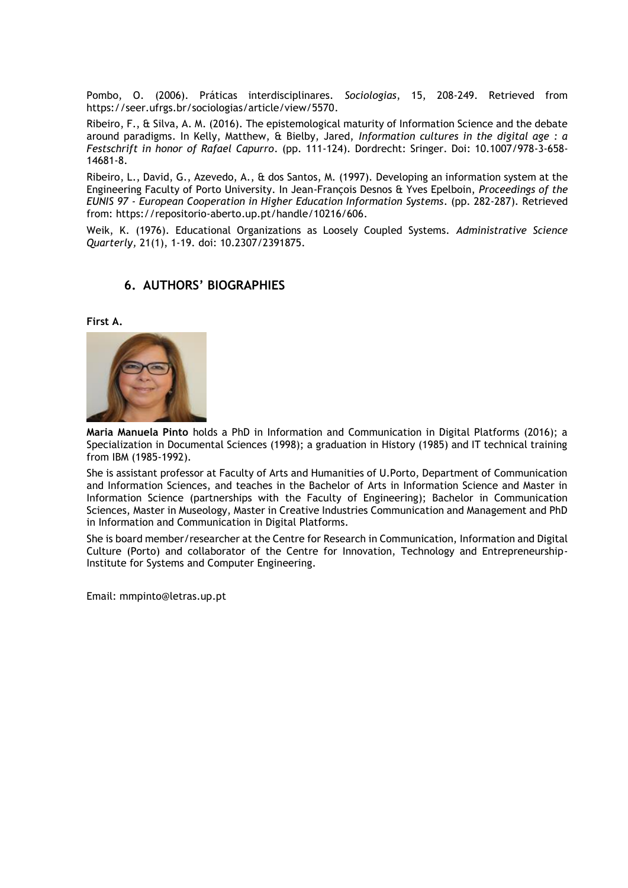Pombo, O. (2006). Práticas interdisciplinares. *Sociologias*, 15, 208-249. Retrieved from https://seer.ufrgs.br/sociologias/article/view/5570.

Ribeiro, F., & Silva, A. M. (2016). The epistemological maturity of Information Science and the debate around paradigms. In Kelly, Matthew, & Bielby, Jared, *Information cultures in the digital age : a Festschrift in honor of Rafael Capurro*. (pp. 111-124). Dordrecht: Sringer. Doi: 10.1007/978-3-658-14681-8.

Ribeiro, L., David, G., Azevedo, A., & dos Santos, M. (1997). Developing an information system at the Engineering Faculty of Porto University. In Jean-François Desnos & Yves Epelboin, *Proceedings of the EUNIS 97 - European Cooperation in Higher Education Information Systems*. (pp. 282-287). Retrieved from: https://repositorio-aberto.up.pt/handle/10216/606.

Weik, K. (1976). Educational Organizations as Loosely Coupled Systems. *Administrative Science Quarterly,* 21(1), 1-19. doi: 10.2307/2391875.

## 6. AUTHORS' BIOGRAPHIES

**First A.**

**Maria Manuela Pinto** holds a PhD in Information and Communication in Digital Platforms (2016); a Specialization in Documental Sciences (1998); a graduation in History (1985) and IT technical training from IBM (1985-1992).

She is assistant professor at Faculty of Arts and Humanities of U.Porto, Department of Communication and Information Sciences, and teaches in the Bachelor of Arts in Information Science and Master in Information Science (partnerships with the Faculty of Engineering); Bachelor in Communication Sciences, Master in Museology, Master in Creative Industries Communication and Management and PhD in Information and Communication in Digital Platforms.

She is board member/researcher at the Centre for Research in Communication, Information and Digital Culture (Porto) and collaborator of the Centre for Innovation, Technology and Entrepreneurship-Institute for Systems and Computer Engineering.

Email: mmpinto@letras.up.pt